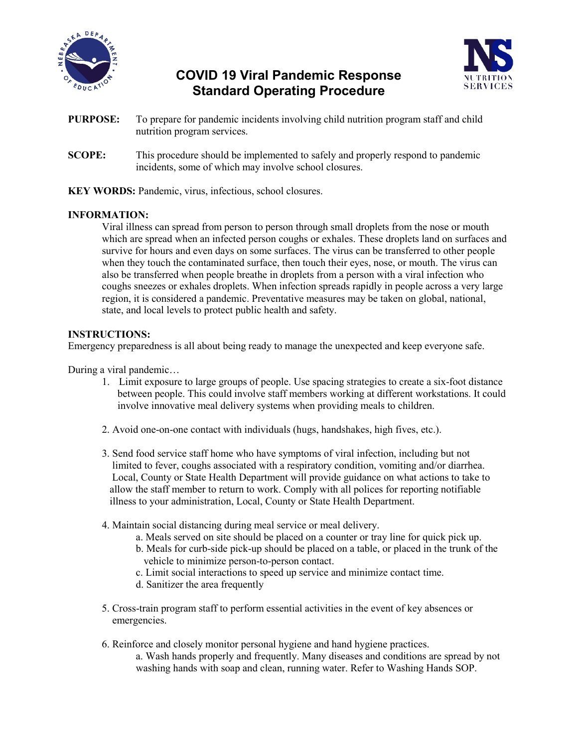# COVID 19 Viral Pandemic Response Standard Operating Procedure

**PURPOSE:** To prepare for pandemic incidents involving child nutrition program staff and child nutrition program services.

**SCOPE:** This procedure should be implemented to safely and properly respond to pandemic incidents, some of which may involve school closures.

**KEY WORDS:** Pandemic, virus, infectious, school closures.

**INFORMATION:**

Viral illness can spread from person to person through small droplets from the nose or mouth which are spread when an infected person coughs or exhales. These droplets land on surfaces and survive for hours and even days on some surfaces. The virus can be transferred to other people when they touch the contaminated surface, then touch their eyes, nose, or mouth. The virus can also be transferred when people breathe in droplets from a person with a viral infection who coughs sneezes or exhales droplets. When infection spreads rapidly in people across a very large region, it is considered a pandemic. Preventative measures may be taken on global, national, state, and local levels to protect public health and safety.

**INSTRUCTIONS:**

Emergency preparedness is all about being ready to manage the unexpected and keep everyone safe.

During a viral pandemic…

1. Limit exposure to large groups of people. Use spacing strategies to create a six-foot distance between people. This could involve staff members working at different workstations. It could involve innovative meal delivery systems when providing meals to children.

2. Avoid one-on-one contact with individuals (hugs, handshakes, high fives, etc.).

3. Send food service staff home who have symptoms of viral infection, including but not limited to fever, coughs associated with a respiratory condition, vomiting and/or diarrhea. Local, County or State Health Department will provide guidance on what actions to take to allow the staff member to return to work. Comply with all polices for reporting notifiable illness to your administration, Local, County or State Health Department.

4. Maintain social distancing during meal service or meal delivery.
   a. Meals served on site should be placed on a counter or tray line for quick pick up.
   b. Meals for curb-side pick-up should be placed on a table, or placed in the trunk of the vehicle to minimize person-to-person contact.
   c. Limit social interactions to speed up service and minimize contact time.
   d. Sanitizer the area frequently

5. Cross-train program staff to perform essential activities in the event of key absences or emergencies.

6. Reinforce and closely monitor personal hygiene and hand hygiene practices.
   a. Wash hands properly and frequently. Many diseases and conditions are spread by not washing hands with soap and clean, running water. Refer to Washing Hands SOP.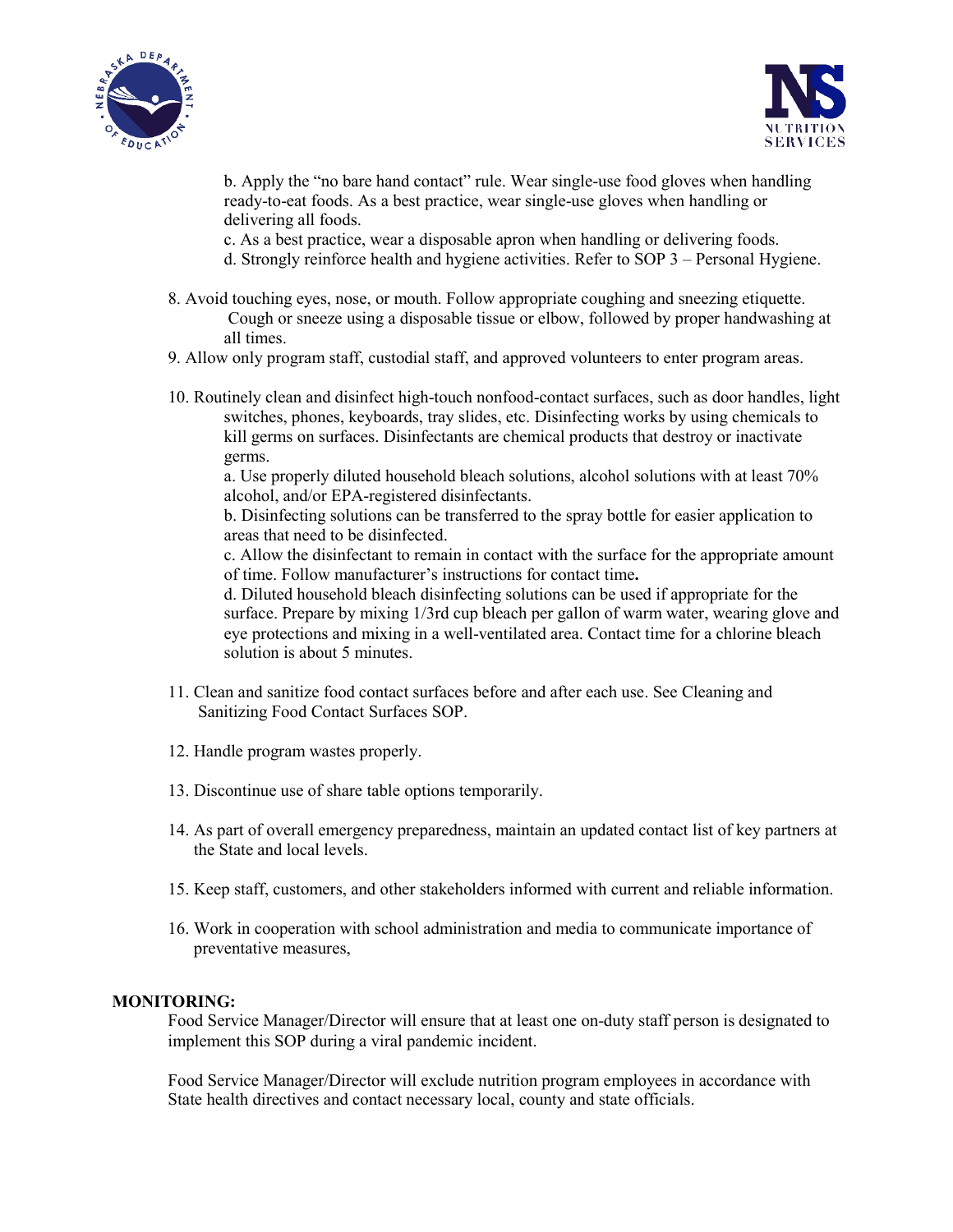b. Apply the "no bare hand contact" rule. Wear single-use food gloves when handling ready-to-eat foods. As a best practice, wear single-use gloves when handling or delivering all foods.

c. As a best practice, wear a disposable apron when handling or delivering foods.

d. Strongly reinforce health and hygiene activities. Refer to SOP 3 – Personal Hygiene.

8. Avoid touching eyes, nose, or mouth. Follow appropriate coughing and sneezing etiquette. Cough or sneeze using a disposable tissue or elbow, followed by proper handwashing at all times.
9. Allow only program staff, custodial staff, and approved volunteers to enter program areas.
10. Routinely clean and disinfect high-touch nonfood-contact surfaces, such as door handles, light switches, phones, keyboards, tray slides, etc. Disinfecting works by using chemicals to kill germs on surfaces. Disinfectants are chemical products that destroy or inactivate germs.

    a. Use properly diluted household bleach solutions, alcohol solutions with at least 70% alcohol, and/or EPA-registered disinfectants.

    b. Disinfecting solutions can be transferred to the spray bottle for easier application to areas that need to be disinfected.

    c. Allow the disinfectant to remain in contact with the surface for the appropriate amount of time. Follow manufacturer's instructions for contact time**.**

    d. Diluted household bleach disinfecting solutions can be used if appropriate for the surface. Prepare by mixing 1/3rd cup bleach per gallon of warm water, wearing glove and eye protections and mixing in a well-ventilated area. Contact time for a chlorine bleach solution is about 5 minutes.

11. Clean and sanitize food contact surfaces before and after each use. See Cleaning and Sanitizing Food Contact Surfaces SOP.
12. Handle program wastes properly.
13. Discontinue use of share table options temporarily.
14. As part of overall emergency preparedness, maintain an updated contact list of key partners at the State and local levels.
15. Keep staff, customers, and other stakeholders informed with current and reliable information.
16. Work in cooperation with school administration and media to communicate importance of preventative measures,

**MONITORING:**

Food Service Manager/Director will ensure that at least one on-duty staff person is designated to implement this SOP during a viral pandemic incident.

Food Service Manager/Director will exclude nutrition program employees in accordance with State health directives and contact necessary local, county and state officials.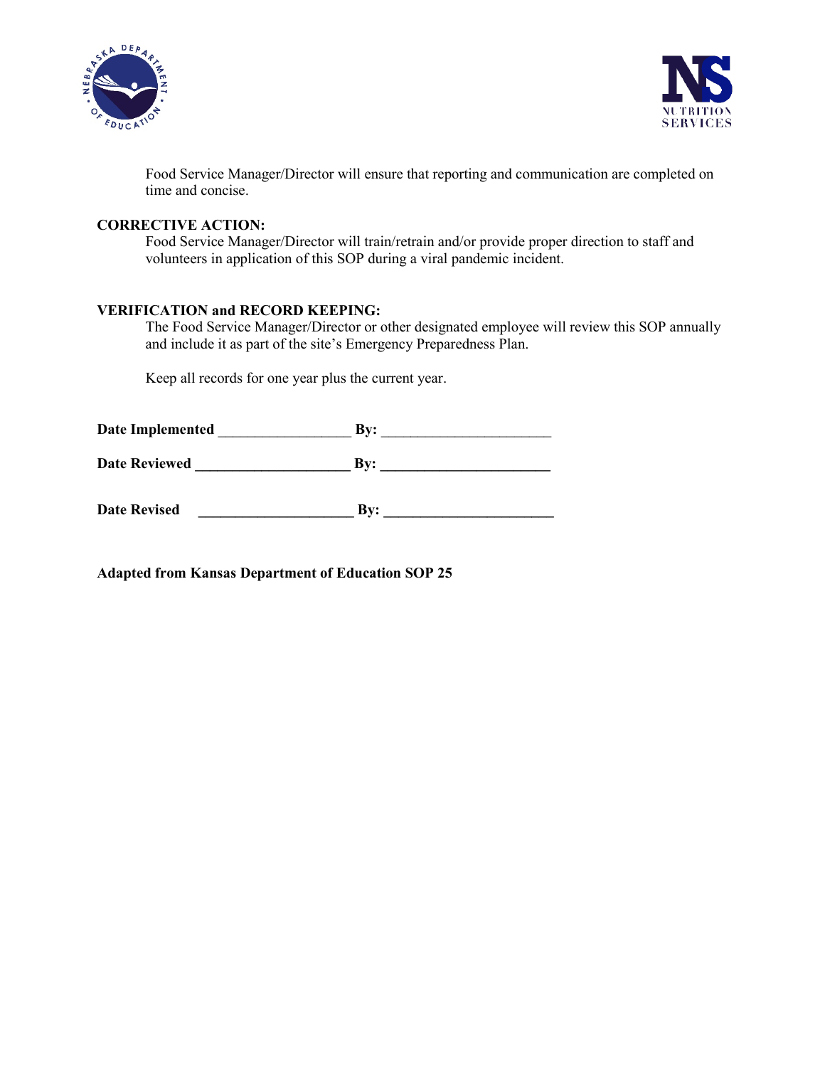Food Service Manager/Director will ensure that reporting and communication are completed on time and concise.

**CORRECTIVE ACTION:**

Food Service Manager/Director will train/retrain and/or provide proper direction to staff and volunteers in application of this SOP during a viral pandemic incident.

**VERIFICATION and RECORD KEEPING:**

The Food Service Manager/Director or other designated employee will review this SOP annually and include it as part of the site's Emergency Preparedness Plan.

Keep all records for one year plus the current year.

**Date Implemented** __________________ **By:** _______________________

**Date Reviewed** _____________________ **By:** _______________________

**Date Revised** _____________________ **By:** _______________________

**Adapted from Kansas Department of Education SOP 25**